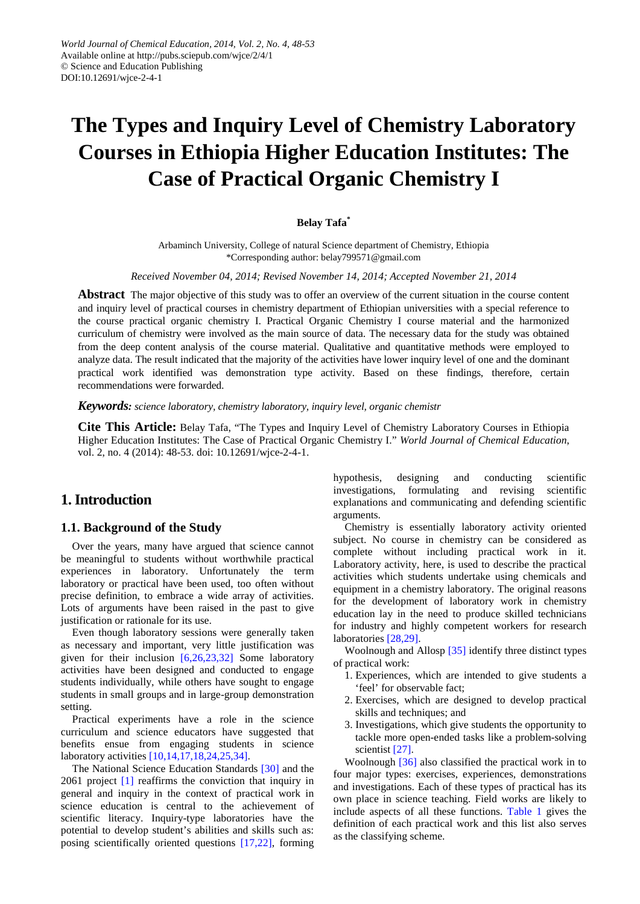# The Types and Inquiry Level of Chemistry Laboratory Courses in Ethiopia Higher Education Institutes: The Case of Practical Organic Chemistry I

**Belay Tafa***

Arbaminch University, College of natural Science department of Chemistry, Ethiopia
*Corresponding author: belay799571@gmail.com

*Received November 04, 2014; Revised November 14, 2014; Accepted November 21, 2014*

**Abstract** The major objective of this study was to offer an overview of the current situation in the course content and inquiry level of practical courses in chemistry department of Ethiopian universities with a special reference to the course practical organic chemistry I. Practical Organic Chemistry I course material and the harmonized curriculum of chemistry were involved as the main source of data. The necessary data for the study was obtained from the deep content analysis of the course material. Qualitative and quantitative methods were employed to analyze data. The result indicated that the majority of the activities have lower inquiry level of one and the dominant practical work identified was demonstration type activity. Based on these findings, therefore, certain recommendations were forwarded.

***Keywords:*** *science laboratory, chemistry laboratory, inquiry level, organic chemistr*

**Cite This Article:** Belay Tafa, "The Types and Inquiry Level of Chemistry Laboratory Courses in Ethiopia Higher Education Institutes: The Case of Practical Organic Chemistry I." *World Journal of Chemical Education*, vol. 2, no. 4 (2014): 48-53. doi: 10.12691/wjce-2-4-1.

## 1. Introduction

### 1.1. Background of the Study

Over the years, many have argued that science cannot be meaningful to students without worthwhile practical experiences in laboratory. Unfortunately the term laboratory or practical have been used, too often without precise definition, to embrace a wide array of activities. Lots of arguments have been raised in the past to give justification or rationale for its use.

Even though laboratory sessions were generally taken as necessary and important, very little justification was given for their inclusion [6,26,23,32] Some laboratory activities have been designed and conducted to engage students individually, while others have sought to engage students in small groups and in large-group demonstration setting.

Practical experiments have a role in the science curriculum and science educators have suggested that benefits ensue from engaging students in science laboratory activities [10,14,17,18,24,25,34].

The National Science Education Standards [30] and the 2061 project [1] reaffirms the conviction that inquiry in general and inquiry in the context of practical work in science education is central to the achievement of scientific literacy. Inquiry-type laboratories have the potential to develop student's abilities and skills such as: posing scientifically oriented questions [17,22], forming hypothesis, designing and conducting scientific investigations, formulating and revising scientific explanations and communicating and defending scientific arguments.

Chemistry is essentially laboratory activity oriented subject. No course in chemistry can be considered as complete without including practical work in it. Laboratory activity, here, is used to describe the practical activities which students undertake using chemicals and equipment in a chemistry laboratory. The original reasons for the development of laboratory work in chemistry education lay in the need to produce skilled technicians for industry and highly competent workers for research laboratories [28,29].

Woolnough and Allosp [35] identify three distinct types of practical work:

1. Experiences, which are intended to give students a 'feel' for observable fact;
2. Exercises, which are designed to develop practical skills and techniques; and
3. Investigations, which give students the opportunity to tackle more open-ended tasks like a problem-solving scientist [27].

Woolnough [36] also classified the practical work in to four major types: exercises, experiences, demonstrations and investigations. Each of these types of practical has its own place in science teaching. Field works are likely to include aspects of all these functions. Table 1 gives the definition of each practical work and this list also serves as the classifying scheme.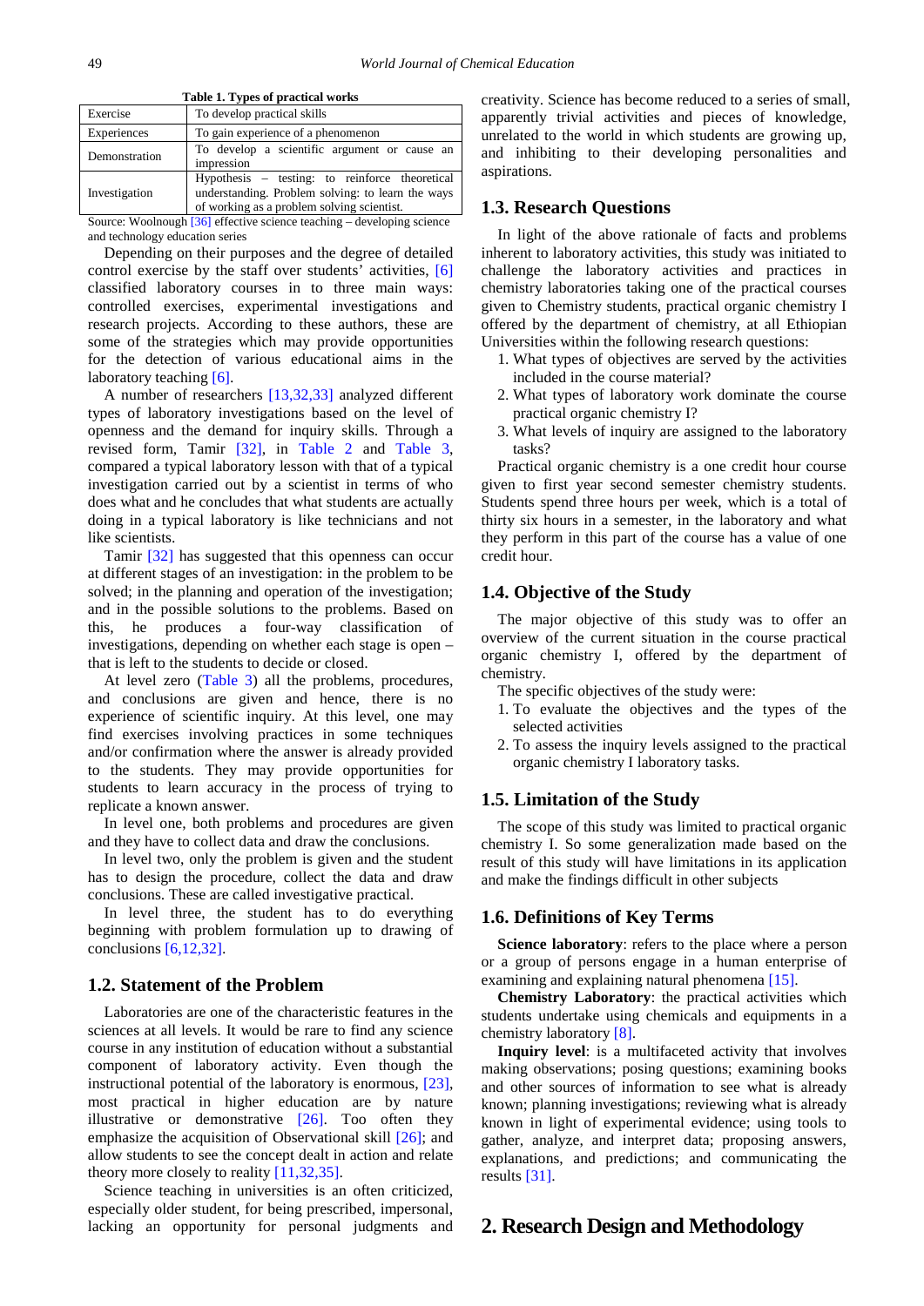**Table 1. Types of practical works**

| | |
|---|---|
| Exercise | To develop practical skills |
| Experiences | To gain experience of a phenomenon |
| Demonstration | To develop a scientific argument or cause an impression |
| Investigation | Hypothesis – testing: to reinforce theoretical understanding. Problem solving: to learn the ways of working as a problem solving scientist. |

Source: Woolnough [36] effective science teaching – developing science and technology education series

Depending on their purposes and the degree of detailed control exercise by the staff over students' activities, [6] classified laboratory courses in to three main ways: controlled exercises, experimental investigations and research projects. According to these authors, these are some of the strategies which may provide opportunities for the detection of various educational aims in the laboratory teaching [6].

A number of researchers [13,32,33] analyzed different types of laboratory investigations based on the level of openness and the demand for inquiry skills. Through a revised form, Tamir [32], in Table 2 and Table 3, compared a typical laboratory lesson with that of a typical investigation carried out by a scientist in terms of who does what and he concludes that what students are actually doing in a typical laboratory is like technicians and not like scientists.

Tamir [32] has suggested that this openness can occur at different stages of an investigation: in the problem to be solved; in the planning and operation of the investigation; and in the possible solutions to the problems. Based on this, he produces a four-way classification of investigations, depending on whether each stage is open – that is left to the students to decide or closed.

At level zero (Table 3) all the problems, procedures, and conclusions are given and hence, there is no experience of scientific inquiry. At this level, one may find exercises involving practices in some techniques and/or confirmation where the answer is already provided to the students. They may provide opportunities for students to learn accuracy in the process of trying to replicate a known answer.

In level one, both problems and procedures are given and they have to collect data and draw the conclusions.

In level two, only the problem is given and the student has to design the procedure, collect the data and draw conclusions. These are called investigative practical.

In level three, the student has to do everything beginning with problem formulation up to drawing of conclusions [6,12,32].

## 1.2. Statement of the Problem

Laboratories are one of the characteristic features in the sciences at all levels. It would be rare to find any science course in any institution of education without a substantial component of laboratory activity. Even though the instructional potential of the laboratory is enormous, [23], most practical in higher education are by nature illustrative or demonstrative [26]. Too often they emphasize the acquisition of Observational skill [26]; and allow students to see the concept dealt in action and relate theory more closely to reality [11,32,35].

Science teaching in universities is an often criticized, especially older student, for being prescribed, impersonal, lacking an opportunity for personal judgments and creativity. Science has become reduced to a series of small, apparently trivial activities and pieces of knowledge, unrelated to the world in which students are growing up, and inhibiting to their developing personalities and aspirations.

## 1.3. Research Questions

In light of the above rationale of facts and problems inherent to laboratory activities, this study was initiated to challenge the laboratory activities and practices in chemistry laboratories taking one of the practical courses given to Chemistry students, practical organic chemistry I offered by the department of chemistry, at all Ethiopian Universities within the following research questions:

1. What types of objectives are served by the activities included in the course material?
2. What types of laboratory work dominate the course practical organic chemistry I?
3. What levels of inquiry are assigned to the laboratory tasks?

Practical organic chemistry is a one credit hour course given to first year second semester chemistry students. Students spend three hours per week, which is a total of thirty six hours in a semester, in the laboratory and what they perform in this part of the course has a value of one credit hour.

## 1.4. Objective of the Study

The major objective of this study was to offer an overview of the current situation in the course practical organic chemistry I, offered by the department of chemistry.

The specific objectives of the study were:

1. To evaluate the objectives and the types of the selected activities
2. To assess the inquiry levels assigned to the practical organic chemistry I laboratory tasks.

## 1.5. Limitation of the Study

The scope of this study was limited to practical organic chemistry I. So some generalization made based on the result of this study will have limitations in its application and make the findings difficult in other subjects

## 1.6. Definitions of Key Terms

**Science laboratory**: refers to the place where a person or a group of persons engage in a human enterprise of examining and explaining natural phenomena [15].

**Chemistry Laboratory**: the practical activities which students undertake using chemicals and equipments in a chemistry laboratory [8].

**Inquiry level**: is a multifaceted activity that involves making observations; posing questions; examining books and other sources of information to see what is already known; planning investigations; reviewing what is already known in light of experimental evidence; using tools to gather, analyze, and interpret data; proposing answers, explanations, and predictions; and communicating the results [31].

# 2. Research Design and Methodology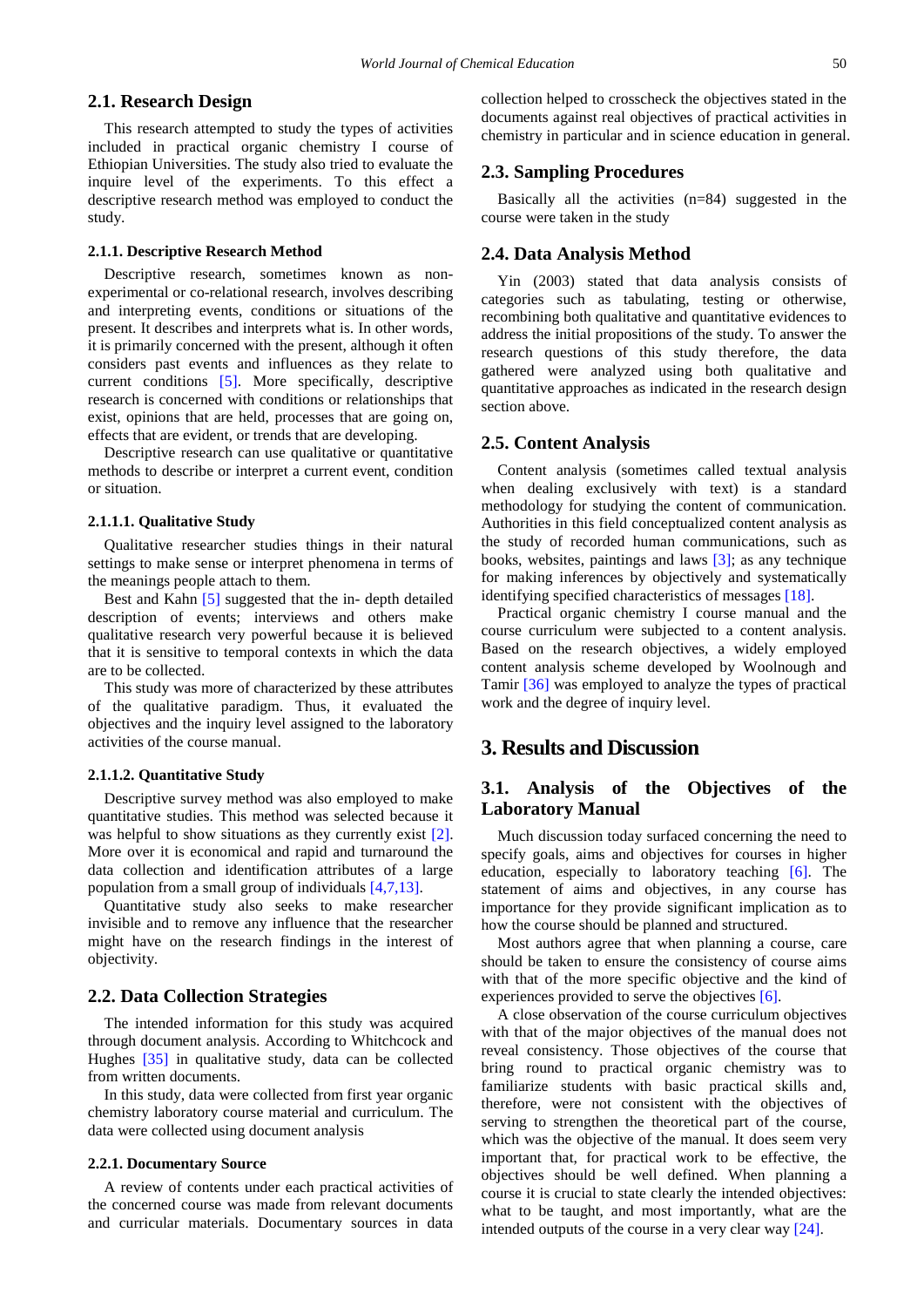## 2.1. Research Design

This research attempted to study the types of activities included in practical organic chemistry I course of Ethiopian Universities. The study also tried to evaluate the inquire level of the experiments. To this effect a descriptive research method was employed to conduct the study.

#### 2.1.1. Descriptive Research Method

Descriptive research, sometimes known as non-experimental or co-relational research, involves describing and interpreting events, conditions or situations of the present. It describes and interprets what is. In other words, it is primarily concerned with the present, although it often considers past events and influences as they relate to current conditions [5]. More specifically, descriptive research is concerned with conditions or relationships that exist, opinions that are held, processes that are going on, effects that are evident, or trends that are developing.

Descriptive research can use qualitative or quantitative methods to describe or interpret a current event, condition or situation.

#### 2.1.1.1. Qualitative Study

Qualitative researcher studies things in their natural settings to make sense or interpret phenomena in terms of the meanings people attach to them.

Best and Kahn [5] suggested that the in- depth detailed description of events; interviews and others make qualitative research very powerful because it is believed that it is sensitive to temporal contexts in which the data are to be collected.

This study was more of characterized by these attributes of the qualitative paradigm. Thus, it evaluated the objectives and the inquiry level assigned to the laboratory activities of the course manual.

#### 2.1.1.2. Quantitative Study

Descriptive survey method was also employed to make quantitative studies. This method was selected because it was helpful to show situations as they currently exist [2]. More over it is economical and rapid and turnaround the data collection and identification attributes of a large population from a small group of individuals [4,7,13].

Quantitative study also seeks to make researcher invisible and to remove any influence that the researcher might have on the research findings in the interest of objectivity.

## 2.2. Data Collection Strategies

The intended information for this study was acquired through document analysis. According to Whitchcock and Hughes [35] in qualitative study, data can be collected from written documents.

In this study, data were collected from first year organic chemistry laboratory course material and curriculum. The data were collected using document analysis

#### 2.2.1. Documentary Source

A review of contents under each practical activities of the concerned course was made from relevant documents and curricular materials. Documentary sources in data collection helped to crosscheck the objectives stated in the documents against real objectives of practical activities in chemistry in particular and in science education in general.

## 2.3. Sampling Procedures

Basically all the activities (n=84) suggested in the course were taken in the study

## 2.4. Data Analysis Method

Yin (2003) stated that data analysis consists of categories such as tabulating, testing or otherwise, recombining both qualitative and quantitative evidences to address the initial propositions of the study. To answer the research questions of this study therefore, the data gathered were analyzed using both qualitative and quantitative approaches as indicated in the research design section above.

## 2.5. Content Analysis

Content analysis (sometimes called textual analysis when dealing exclusively with text) is a standard methodology for studying the content of communication. Authorities in this field conceptualized content analysis as the study of recorded human communications, such as books, websites, paintings and laws [3]; as any technique for making inferences by objectively and systematically identifying specified characteristics of messages [18].

Practical organic chemistry I course manual and the course curriculum were subjected to a content analysis. Based on the research objectives, a widely employed content analysis scheme developed by Woolnough and Tamir [36] was employed to analyze the types of practical work and the degree of inquiry level.

# 3. Results and Discussion

## 3.1. Analysis of the Objectives of the Laboratory Manual

Much discussion today surfaced concerning the need to specify goals, aims and objectives for courses in higher education, especially to laboratory teaching [6]. The statement of aims and objectives, in any course has importance for they provide significant implication as to how the course should be planned and structured.

Most authors agree that when planning a course, care should be taken to ensure the consistency of course aims with that of the more specific objective and the kind of experiences provided to serve the objectives [6].

A close observation of the course curriculum objectives with that of the major objectives of the manual does not reveal consistency. Those objectives of the course that bring round to practical organic chemistry was to familiarize students with basic practical skills and, therefore, were not consistent with the objectives of serving to strengthen the theoretical part of the course, which was the objective of the manual. It does seem very important that, for practical work to be effective, the objectives should be well defined. When planning a course it is crucial to state clearly the intended objectives: what to be taught, and most importantly, what are the intended outputs of the course in a very clear way [24].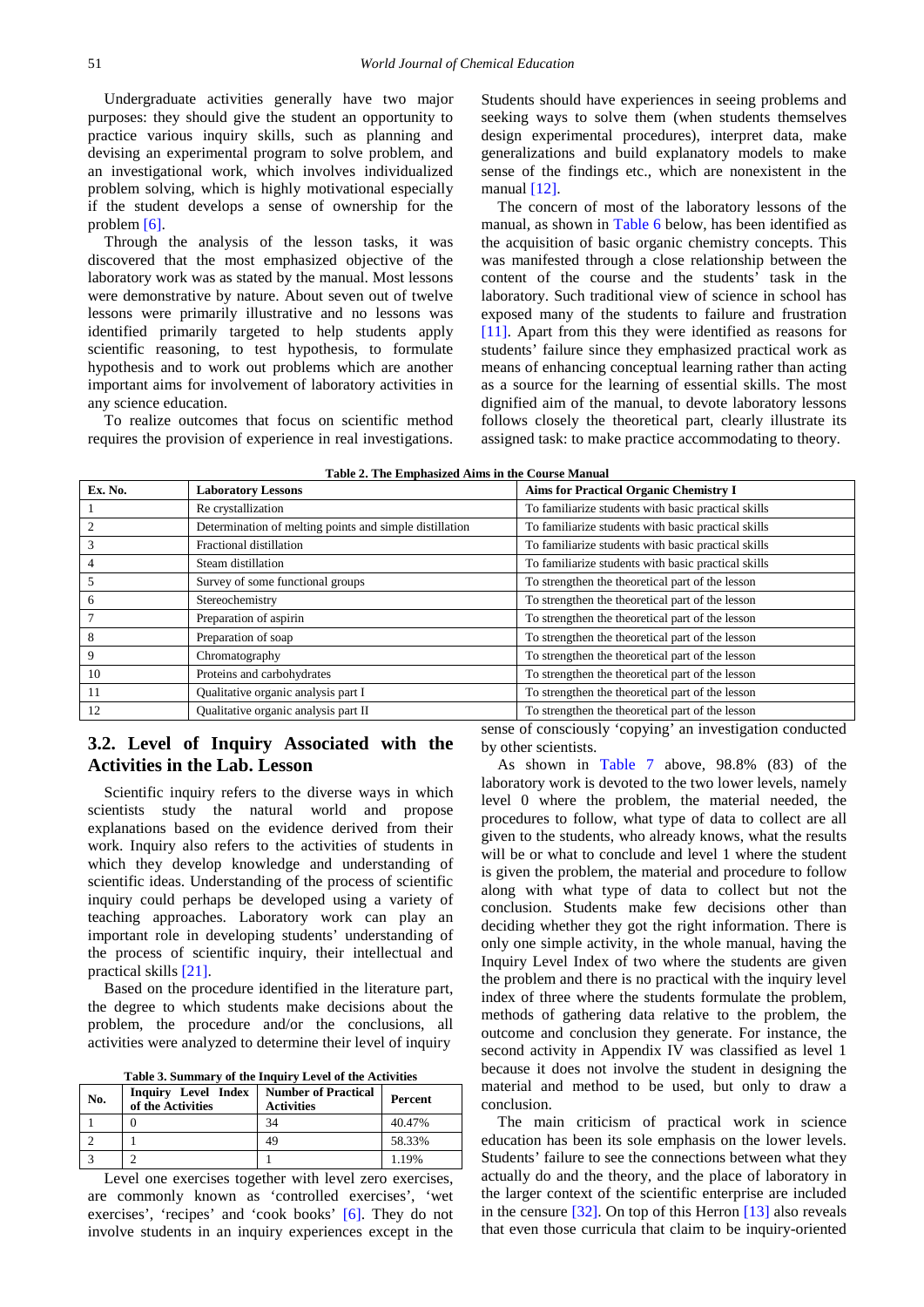Undergraduate activities generally have two major purposes: they should give the student an opportunity to practice various inquiry skills, such as planning and devising an experimental program to solve problem, and an investigational work, which involves individualized problem solving, which is highly motivational especially if the student develops a sense of ownership for the problem [6].

Through the analysis of the lesson tasks, it was discovered that the most emphasized objective of the laboratory work was as stated by the manual. Most lessons were demonstrative by nature. About seven out of twelve lessons were primarily illustrative and no lessons was identified primarily targeted to help students apply scientific reasoning, to test hypothesis, to formulate hypothesis and to work out problems which are another important aims for involvement of laboratory activities in any science education.

To realize outcomes that focus on scientific method requires the provision of experience in real investigations. Students should have experiences in seeing problems and seeking ways to solve them (when students themselves design experimental procedures), interpret data, make generalizations and build explanatory models to make sense of the findings etc., which are nonexistent in the manual [12].

The concern of most of the laboratory lessons of the manual, as shown in Table 6 below, has been identified as the acquisition of basic organic chemistry concepts. This was manifested through a close relationship between the content of the course and the students' task in the laboratory. Such traditional view of science in school has exposed many of the students to failure and frustration [11]. Apart from this they were identified as reasons for students' failure since they emphasized practical work as means of enhancing conceptual learning rather than acting as a source for the learning of essential skills. The most dignified aim of the manual, to devote laboratory lessons follows closely the theoretical part, clearly illustrate its assigned task: to make practice accommodating to theory.

**Table 2. The Emphasized Aims in the Course Manual**

| Ex. No. | Laboratory Lessons | Aims for Practical Organic Chemistry I |
|---|---|---|
| 1 | Re crystallization | To familiarize students with basic practical skills |
| 2 | Determination of melting points and simple distillation | To familiarize students with basic practical skills |
| 3 | Fractional distillation | To familiarize students with basic practical skills |
| 4 | Steam distillation | To familiarize students with basic practical skills |
| 5 | Survey of some functional groups | To strengthen the theoretical part of the lesson |
| 6 | Stereochemistry | To strengthen the theoretical part of the lesson |
| 7 | Preparation of aspirin | To strengthen the theoretical part of the lesson |
| 8 | Preparation of soap | To strengthen the theoretical part of the lesson |
| 9 | Chromatography | To strengthen the theoretical part of the lesson |
| 10 | Proteins and carbohydrates | To strengthen the theoretical part of the lesson |
| 11 | Qualitative organic analysis part I | To strengthen the theoretical part of the lesson |
| 12 | Qualitative organic analysis part II | To strengthen the theoretical part of the lesson |

## 3.2. Level of Inquiry Associated with the Activities in the Lab. Lesson

Scientific inquiry refers to the diverse ways in which scientists study the natural world and propose explanations based on the evidence derived from their work. Inquiry also refers to the activities of students in which they develop knowledge and understanding of scientific ideas. Understanding of the process of scientific inquiry could perhaps be developed using a variety of teaching approaches. Laboratory work can play an important role in developing students' understanding of the process of scientific inquiry, their intellectual and practical skills [21].

Based on the procedure identified in the literature part, the degree to which students make decisions about the problem, the procedure and/or the conclusions, all activities were analyzed to determine their level of inquiry

**Table 3. Summary of the Inquiry Level of the Activities**

| No. | Inquiry Level Index of the Activities | Number of Practical Activities | Percent |
|---|---|---|---|
| 1 | 0 | 34 | 40.47% |
| 2 | 1 | 49 | 58.33% |
| 3 | 2 | 1 | 1.19% |

Level one exercises together with level zero exercises, are commonly known as 'controlled exercises', 'wet exercises', 'recipes' and 'cook books' [6]. They do not involve students in an inquiry experiences except in the sense of consciously 'copying' an investigation conducted by other scientists.

As shown in Table 7 above, 98.8% (83) of the laboratory work is devoted to the two lower levels, namely level 0 where the problem, the material needed, the procedures to follow, what type of data to collect are all given to the students, who already knows, what the results will be or what to conclude and level 1 where the student is given the problem, the material and procedure to follow along with what type of data to collect but not the conclusion. Students make few decisions other than deciding whether they got the right information. There is only one simple activity, in the whole manual, having the Inquiry Level Index of two where the students are given the problem and there is no practical with the inquiry level index of three where the students formulate the problem, methods of gathering data relative to the problem, the outcome and conclusion they generate. For instance, the second activity in Appendix IV was classified as level 1 because it does not involve the student in designing the material and method to be used, but only to draw a conclusion.

The main criticism of practical work in science education has been its sole emphasis on the lower levels. Students' failure to see the connections between what they actually do and the theory, and the place of laboratory in the larger context of the scientific enterprise are included in the censure [32]. On top of this Herron [13] also reveals that even those curricula that claim to be inquiry-oriented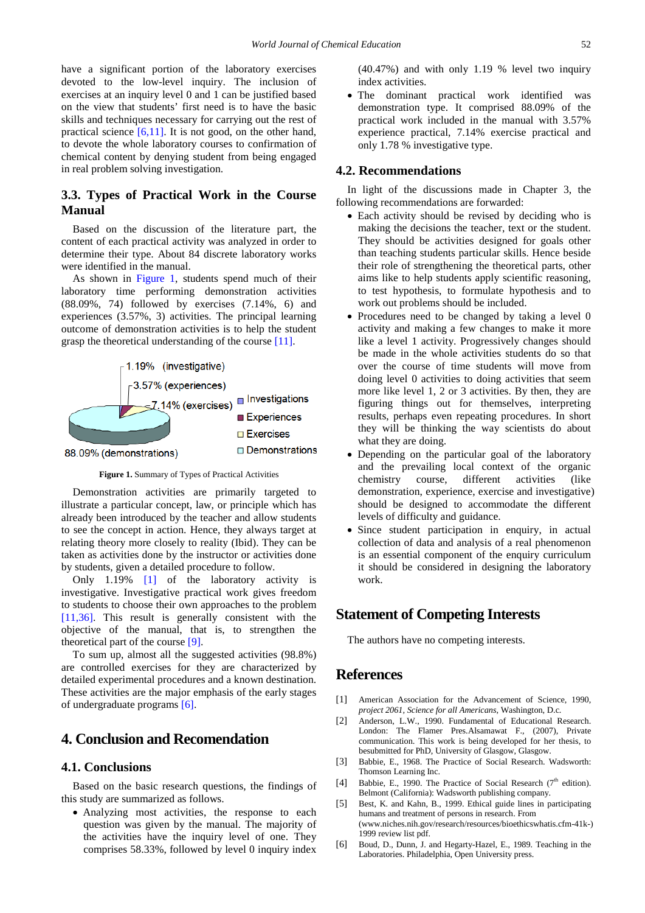have a significant portion of the laboratory exercises devoted to the low-level inquiry. The inclusion of exercises at an inquiry level 0 and 1 can be justified based on the view that students' first need is to have the basic skills and techniques necessary for carrying out the rest of practical science [6,11]. It is not good, on the other hand, to devote the whole laboratory courses to confirmation of chemical content by denying student from being engaged in real problem solving investigation.

## 3.3. Types of Practical Work in the Course Manual

Based on the discussion of the literature part, the content of each practical activity was analyzed in order to determine their type. About 84 discrete laboratory works were identified in the manual.

As shown in Figure 1, students spend much of their laboratory time performing demonstration activities (88.09%, 74) followed by exercises (7.14%, 6) and experiences (3.57%, 3) activities. The principal learning outcome of demonstration activities is to help the student grasp the theoretical understanding of the course [11].

1.19% (investigative)
3.57% (experiences)
7.14% (exercises)
88.09% (demonstrations)

Investigations
Experiences
Exercises
Demonstrations

**Figure 1.** Summary of Types of Practical Activities

Demonstration activities are primarily targeted to illustrate a particular concept, law, or principle which has already been introduced by the teacher and allow students to see the concept in action. Hence, they always target at relating theory more closely to reality (Ibid). They can be taken as activities done by the instructor or activities done by students, given a detailed procedure to follow.

Only 1.19% [1] of the laboratory activity is investigative. Investigative practical work gives freedom to students to choose their own approaches to the problem [11,36]. This result is generally consistent with the objective of the manual, that is, to strengthen the theoretical part of the course [9].

To sum up, almost all the suggested activities (98.8%) are controlled exercises for they are characterized by detailed experimental procedures and a known destination. These activities are the major emphasis of the early stages of undergraduate programs [6].

# 4. Conclusion and Recomendation

## 4.1. Conclusions

Based on the basic research questions, the findings of this study are summarized as follows.

- Analyzing most activities, the response to each question was given by the manual. The majority of the activities have the inquiry level of one. They comprises 58.33%, followed by level 0 inquiry index (40.47%) and with only 1.19 % level two inquiry index activities.
- The dominant practical work identified was demonstration type. It comprised 88.09% of the practical work included in the manual with 3.57% experience practical, 7.14% exercise practical and only 1.78 % investigative type.

## 4.2. Recommendations

In light of the discussions made in Chapter 3, the following recommendations are forwarded:

- Each activity should be revised by deciding who is making the decisions the teacher, text or the student. They should be activities designed for goals other than teaching students particular skills. Hence beside their role of strengthening the theoretical parts, other aims like to help students apply scientific reasoning, to test hypothesis, to formulate hypothesis and to work out problems should be included.
- Procedures need to be changed by taking a level 0 activity and making a few changes to make it more like a level 1 activity. Progressively changes should be made in the whole activities students do so that over the course of time students will move from doing level 0 activities to doing activities that seem more like level 1, 2 or 3 activities. By then, they are figuring things out for themselves, interpreting results, perhaps even repeating procedures. In short they will be thinking the way scientists do about what they are doing.
- Depending on the particular goal of the laboratory and the prevailing local context of the organic chemistry course, different activities (like demonstration, experience, exercise and investigative) should be designed to accommodate the different levels of difficulty and guidance.
- Since student participation in enquiry, in actual collection of data and analysis of a real phenomenon is an essential component of the enquiry curriculum it should be considered in designing the laboratory work.

# Statement of Competing Interests

The authors have no competing interests.

# References

[1] American Association for the Advancement of Science, 1990, *project 2061, Science for all Americans*, Washington, D.c.

[2] Anderson, L.W., 1990. Fundamental of Educational Research. London: The Flamer Pres.Alsamawat F., (2007), Private communication. This work is being developed for her thesis, to besubmitted for PhD, University of Glasgow, Glasgow.

[3] Babbie, E., 1968. The Practice of Social Research. Wadsworth: Thomson Learning Inc.

[4] Babbie, E., 1990. The Practice of Social Research (7th edition). Belmont (California): Wadsworth publishing company.

[5] Best, K. and Kahn, B., 1999. Ethical guide lines in participating humans and treatment of persons in research. From (www.niches.nih.gov/research/resources/bioethicswhatis.cfm-41k-) 1999 review list pdf.

[6] Boud, D., Dunn, J. and Hegarty-Hazel, E., 1989. Teaching in the Laboratories. Philadelphia, Open University press.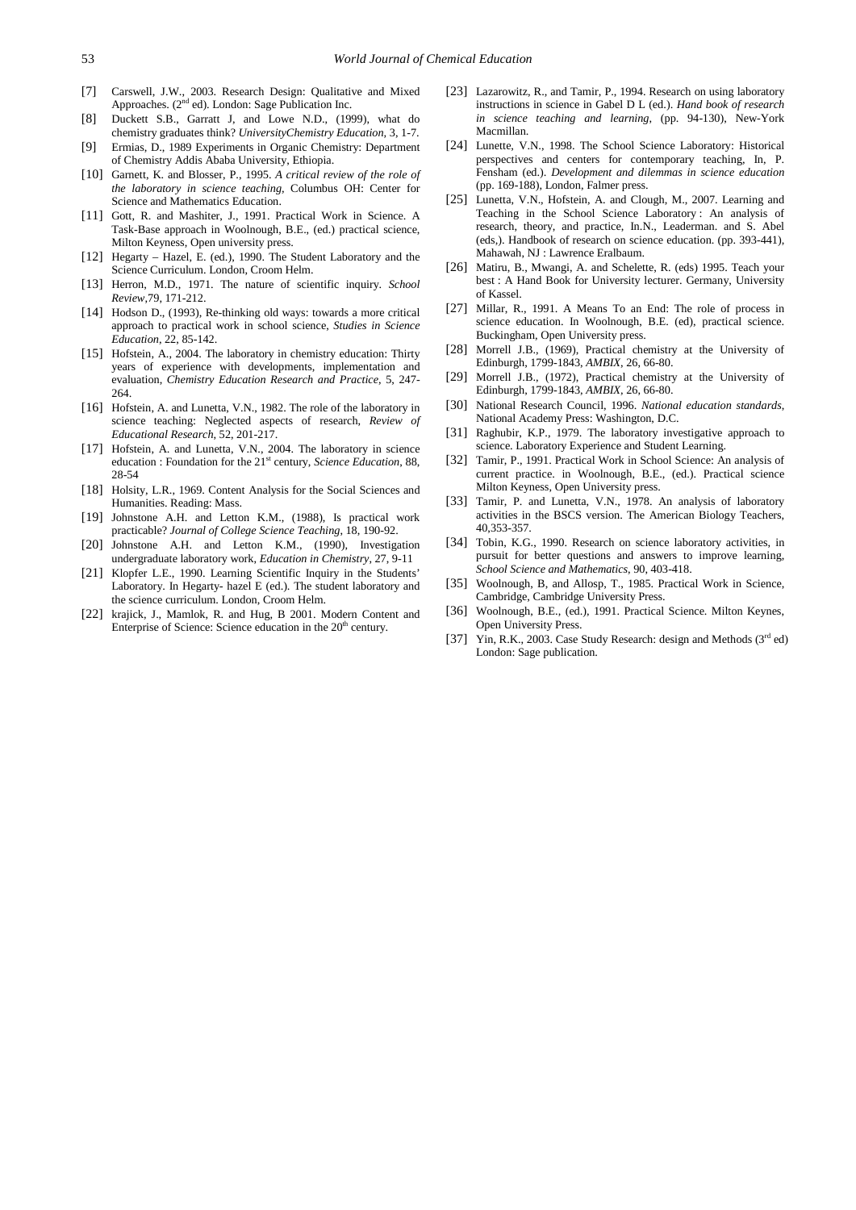[7] Carswell, J.W., 2003. Research Design: Qualitative and Mixed Approaches. (2nd ed). London: Sage Publication Inc.

[8] Duckett S.B., Garratt J, and Lowe N.D., (1999), what do chemistry graduates think? *UniversityChemistry Education*, 3, 1-7.

[9] Ermias, D., 1989 Experiments in Organic Chemistry: Department of Chemistry Addis Ababa University, Ethiopia.

[10] Garnett, K. and Blosser, P., 1995. *A critical review of the role of the laboratory in science teaching*, Columbus OH: Center for Science and Mathematics Education.

[11] Gott, R. and Mashiter, J., 1991. Practical Work in Science. A Task-Base approach in Woolnough, B.E., (ed.) practical science, Milton Keyness, Open university press.

[12] Hegarty – Hazel, E. (ed.), 1990. The Student Laboratory and the Science Curriculum. London, Croom Helm.

[13] Herron, M.D., 1971. The nature of scientific inquiry. *School Review*,79, 171-212.

[14] Hodson D., (1993), Re-thinking old ways: towards a more critical approach to practical work in school science, *Studies in Science Education*, 22, 85-142.

[15] Hofstein, A., 2004. The laboratory in chemistry education: Thirty years of experience with developments, implementation and evaluation, *Chemistry Education Research and Practice*, 5, 247-264.

[16] Hofstein, A. and Lunetta, V.N., 1982. The role of the laboratory in science teaching: Neglected aspects of research, *Review of Educational Research*, 52, 201-217.

[17] Hofstein, A. and Lunetta, V.N., 2004. The laboratory in science education : Foundation for the 21st century, *Science Education*, 88, 28-54

[18] Holsity, L.R., 1969. Content Analysis for the Social Sciences and Humanities. Reading: Mass.

[19] Johnstone A.H. and Letton K.M., (1988), Is practical work practicable? *Journal of College Science Teaching*, 18, 190-92.

[20] Johnstone A.H. and Letton K.M., (1990), Investigation undergraduate laboratory work, *Education in Chemistry*, 27, 9-11

[21] Klopfer L.E., 1990. Learning Scientific Inquiry in the Students' Laboratory. In Hegarty- hazel E (ed.). The student laboratory and the science curriculum. London, Croom Helm.

[22] krajick, J., Mamlok, R. and Hug, B 2001. Modern Content and Enterprise of Science: Science education in the 20th century.

[23] Lazarowitz, R., and Tamir, P., 1994. Research on using laboratory instructions in science in Gabel D L (ed.). *Hand book of research in science teaching and learning*, (pp. 94-130), New-York Macmillan.

[24] Lunette, V.N., 1998. The School Science Laboratory: Historical perspectives and centers for contemporary teaching, In, P. Fensham (ed.). *Development and dilemmas in science education* (pp. 169-188), London, Falmer press.

[25] Lunetta, V.N., Hofstein, A. and Clough, M., 2007. Learning and Teaching in the School Science Laboratory : An analysis of research, theory, and practice, In.N., Leaderman. and S. Abel (eds,). Handbook of research on science education. (pp. 393-441), Mahawah, NJ : Lawrence Eralbaum.

[26] Matiru, B., Mwangi, A. and Schelette, R. (eds) 1995. Teach your best : A Hand Book for University lecturer. Germany, University of Kassel.

[27] Millar, R., 1991. A Means To an End: The role of process in science education. In Woolnough, B.E. (ed), practical science. Buckingham, Open University press.

[28] Morrell J.B., (1969), Practical chemistry at the University of Edinburgh, 1799-1843, *AMBIX*, 26, 66-80.

[29] Morrell J.B., (1972), Practical chemistry at the University of Edinburgh, 1799-1843, *AMBIX*, 26, 66-80.

[30] National Research Council, 1996. *National education standards*, National Academy Press: Washington, D.C.

[31] Raghubir, K.P., 1979. The laboratory investigative approach to science. Laboratory Experience and Student Learning.

[32] Tamir, P., 1991. Practical Work in School Science: An analysis of current practice. in Woolnough, B.E., (ed.). Practical science Milton Keyness, Open University press.

[33] Tamir, P. and Lunetta, V.N., 1978. An analysis of laboratory activities in the BSCS version. The American Biology Teachers, 40,353-357.

[34] Tobin, K.G., 1990. Research on science laboratory activities, in pursuit for better questions and answers to improve learning, *School Science and Mathematics*, 90, 403-418.

[35] Woolnough, B, and Allosp, T., 1985. Practical Work in Science, Cambridge, Cambridge University Press.

[36] Woolnough, B.E., (ed.), 1991. Practical Science. Milton Keynes, Open University Press.

[37] Yin, R.K., 2003. Case Study Research: design and Methods (3rd ed) London: Sage publication.